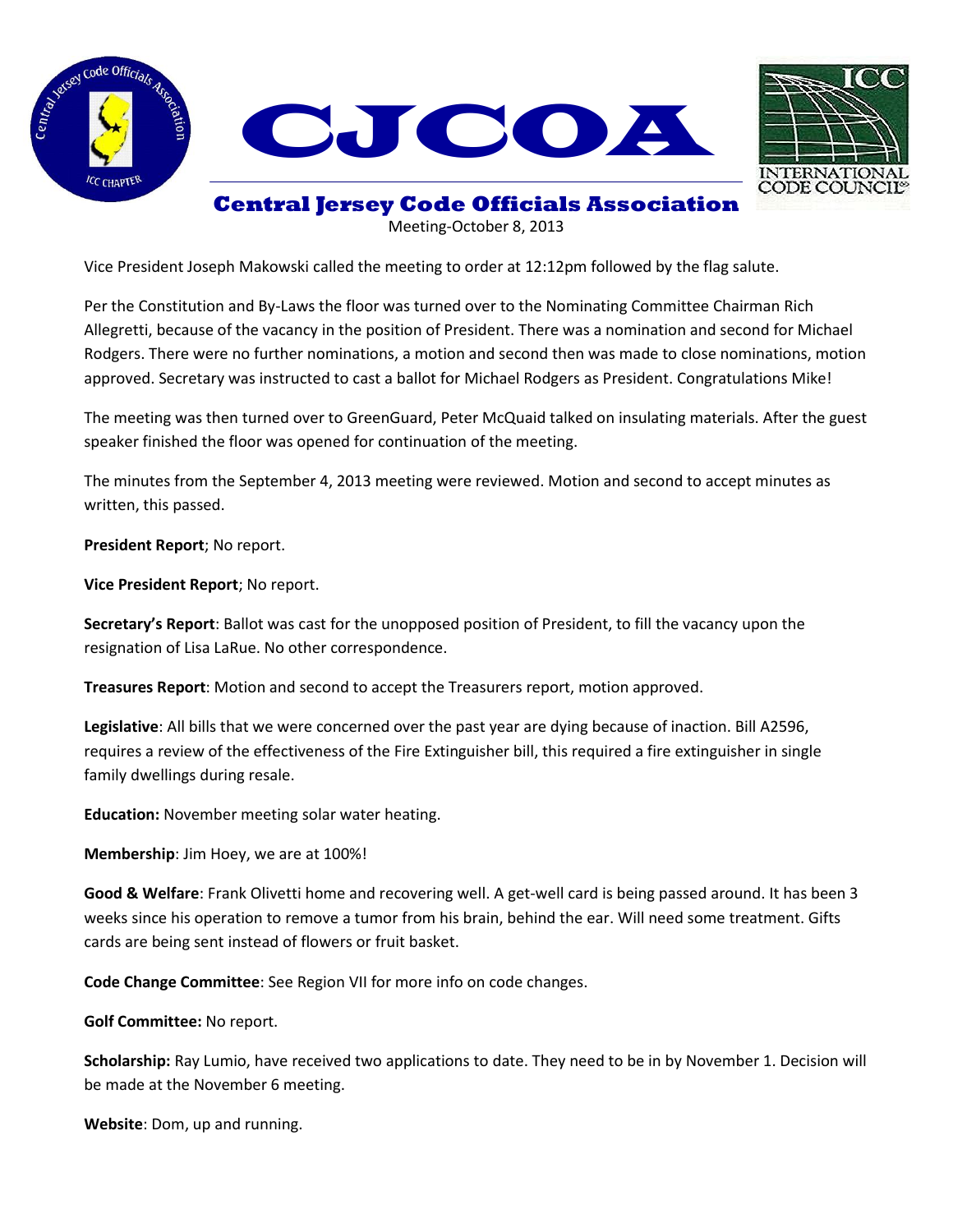# CJCOA

## Central Jersey Code Officials Association

Meeting-October 8, 2013

Vice President Joseph Makowski called the meeting to order at 12:12pm followed by the flag salute.

Per the Constitution and By-Laws the floor was turned over to the Nominating Committee Chairman Rich Allegretti, because of the vacancy in the position of President. There was a nomination and second for Michael Rodgers. There were no further nominations, a motion and second then was made to close nominations, motion approved. Secretary was instructed to cast a ballot for Michael Rodgers as President. Congratulations Mike!

The meeting was then turned over to GreenGuard, Peter McQuaid talked on insulating materials. After the guest speaker finished the floor was opened for continuation of the meeting.

The minutes from the September 4, 2013 meeting were reviewed. Motion and second to accept minutes as written, this passed.

**President Report**; No report.

**Vice President Report**; No report.

**Secretary's Report**: Ballot was cast for the unopposed position of President, to fill the vacancy upon the resignation of Lisa LaRue. No other correspondence.

**Treasures Report**: Motion and second to accept the Treasurers report, motion approved.

**Legislative**: All bills that we were concerned over the past year are dying because of inaction. Bill A2596, requires a review of the effectiveness of the Fire Extinguisher bill, this required a fire extinguisher in single family dwellings during resale.

**Education:** November meeting solar water heating.

**Membership**: Jim Hoey, we are at 100%!

**Good & Welfare**: Frank Olivetti home and recovering well. A get-well card is being passed around. It has been 3 weeks since his operation to remove a tumor from his brain, behind the ear. Will need some treatment. Gifts cards are being sent instead of flowers or fruit basket.

**Code Change Committee**: See Region VII for more info on code changes.

**Golf Committee:** No report.

**Scholarship:** Ray Lumio, have received two applications to date. They need to be in by November 1. Decision will be made at the November 6 meeting.

**Website**: Dom, up and running.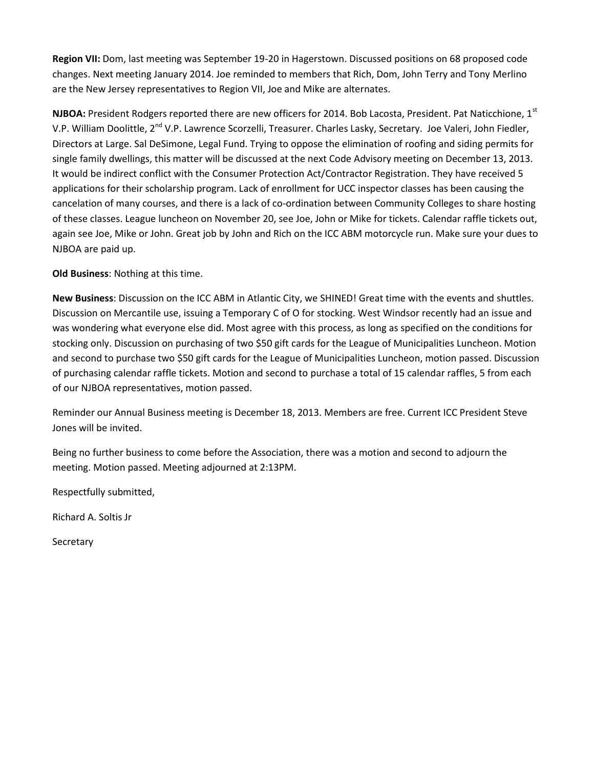**Region VII:** Dom, last meeting was September 19-20 in Hagerstown. Discussed positions on 68 proposed code changes. Next meeting January 2014. Joe reminded to members that Rich, Dom, John Terry and Tony Merlino are the New Jersey representatives to Region VII, Joe and Mike are alternates.

**NJBOA:** President Rodgers reported there are new officers for 2014. Bob Lacosta, President. Pat Naticchione, 1st V.P. William Doolittle, 2nd V.P. Lawrence Scorzelli, Treasurer. Charles Lasky, Secretary. Joe Valeri, John Fiedler, Directors at Large. Sal DeSimone, Legal Fund. Trying to oppose the elimination of roofing and siding permits for single family dwellings, this matter will be discussed at the next Code Advisory meeting on December 13, 2013. It would be indirect conflict with the Consumer Protection Act/Contractor Registration. They have received 5 applications for their scholarship program. Lack of enrollment for UCC inspector classes has been causing the cancelation of many courses, and there is a lack of co-ordination between Community Colleges to share hosting of these classes. League luncheon on November 20, see Joe, John or Mike for tickets. Calendar raffle tickets out, again see Joe, Mike or John. Great job by John and Rich on the ICC ABM motorcycle run. Make sure your dues to NJBOA are paid up.

**Old Business**: Nothing at this time.

**New Business**: Discussion on the ICC ABM in Atlantic City, we SHINED! Great time with the events and shuttles. Discussion on Mercantile use, issuing a Temporary C of O for stocking. West Windsor recently had an issue and was wondering what everyone else did. Most agree with this process, as long as specified on the conditions for stocking only. Discussion on purchasing of two $50 gift cards for the League of Municipalities Luncheon. Motion and second to purchase two $50 gift cards for the League of Municipalities Luncheon, motion passed. Discussion of purchasing calendar raffle tickets. Motion and second to purchase a total of 15 calendar raffles, 5 from each of our NJBOA representatives, motion passed.

Reminder our Annual Business meeting is December 18, 2013. Members are free. Current ICC President Steve Jones will be invited.

Being no further business to come before the Association, there was a motion and second to adjourn the meeting. Motion passed. Meeting adjourned at 2:13PM.

Respectfully submitted,

Richard A. Soltis Jr

Secretary